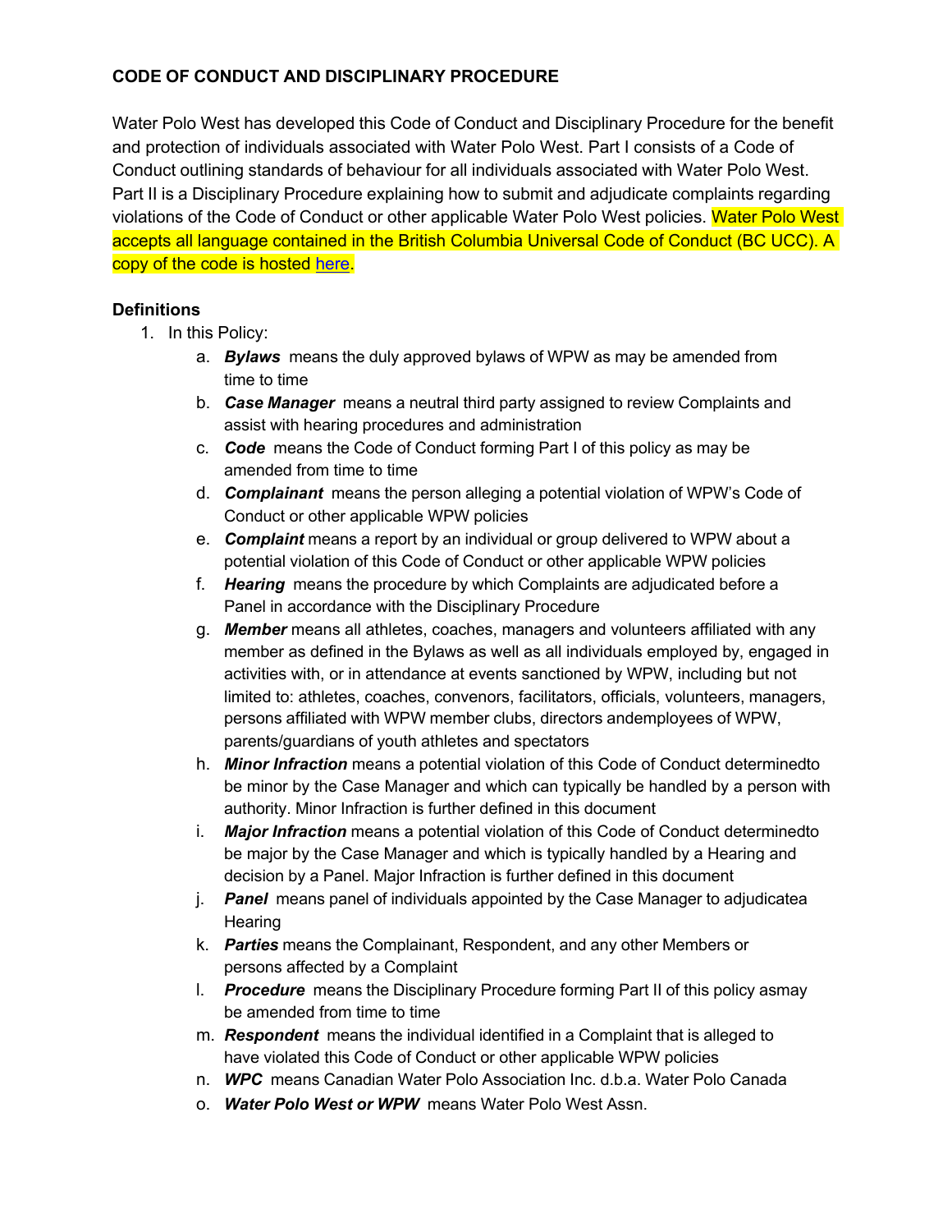# CODE OF CONDUCT AND DISCIPLINARY PROCEDURE

Water Polo West has developed this Code of Conduct and Disciplinary Procedure for the benefit and protection of individuals associated with Water Polo West. Part I consists of a Code of Conduct outlining standards of behaviour for all individuals associated with Water Polo West. Part II is a Disciplinary Procedure explaining how to submit and adjudicate complaints regarding violations of the Code of Conduct or other applicable Water Polo West policies. Water Polo West accepts all language contained in the British Columbia Universal Code of Conduct (BC UCC). A copy of the code is hosted here.

## Definitions

1. In this Policy:
   a. ***Bylaws*** means the duly approved bylaws of WPW as may be amended from time to time
   b. ***Case Manager*** means a neutral third party assigned to review Complaints and assist with hearing procedures and administration
   c. ***Code*** means the Code of Conduct forming Part I of this policy as may be amended from time to time
   d. ***Complainant*** means the person alleging a potential violation of WPW's Code of Conduct or other applicable WPW policies
   e. ***Complaint*** means a report by an individual or group delivered to WPW about a potential violation of this Code of Conduct or other applicable WPW policies
   f. ***Hearing*** means the procedure by which Complaints are adjudicated before a Panel in accordance with the Disciplinary Procedure
   g. ***Member*** means all athletes, coaches, managers and volunteers affiliated with any member as defined in the Bylaws as well as all individuals employed by, engaged in activities with, or in attendance at events sanctioned by WPW, including but not limited to: athletes, coaches, convenors, facilitators, officials, volunteers, managers, persons affiliated with WPW member clubs, directors andemployees of WPW, parents/guardians of youth athletes and spectators
   h. ***Minor Infraction*** means a potential violation of this Code of Conduct determinedto be minor by the Case Manager and which can typically be handled by a person with authority. Minor Infraction is further defined in this document
   i. ***Major Infraction*** means a potential violation of this Code of Conduct determinedto be major by the Case Manager and which is typically handled by a Hearing and decision by a Panel. Major Infraction is further defined in this document
   j. ***Panel*** means panel of individuals appointed by the Case Manager to adjudicatea Hearing
   k. ***Parties*** means the Complainant, Respondent, and any other Members or persons affected by a Complaint
   l. ***Procedure*** means the Disciplinary Procedure forming Part II of this policy asmay be amended from time to time
   m. ***Respondent*** means the individual identified in a Complaint that is alleged to have violated this Code of Conduct or other applicable WPW policies
   n. ***WPC*** means Canadian Water Polo Association Inc. d.b.a. Water Polo Canada
   o. ***Water Polo West or WPW*** means Water Polo West Assn.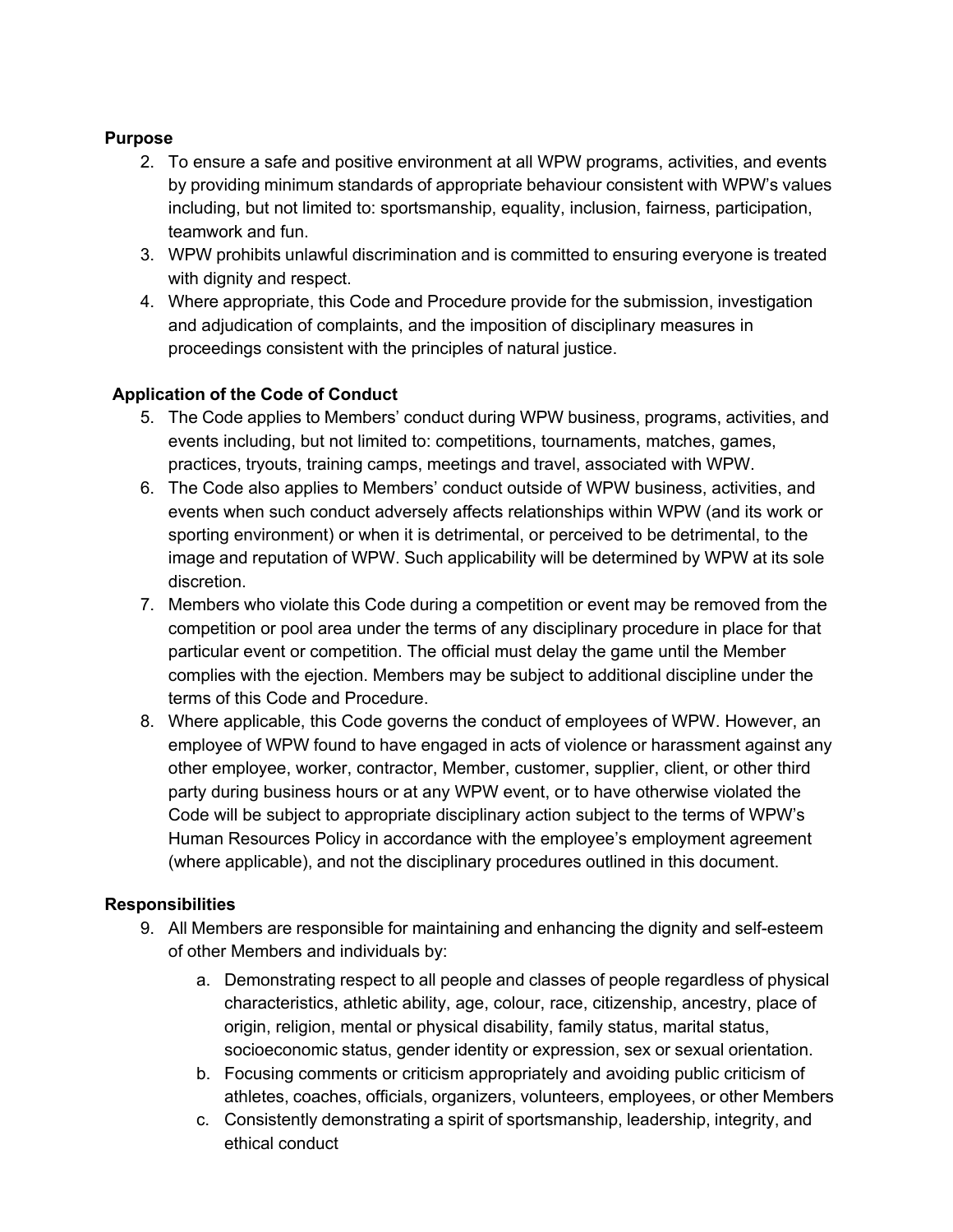**Purpose**

2. To ensure a safe and positive environment at all WPW programs, activities, and events by providing minimum standards of appropriate behaviour consistent with WPW's values including, but not limited to: sportsmanship, equality, inclusion, fairness, participation, teamwork and fun.
3. WPW prohibits unlawful discrimination and is committed to ensuring everyone is treated with dignity and respect.
4. Where appropriate, this Code and Procedure provide for the submission, investigation and adjudication of complaints, and the imposition of disciplinary measures in proceedings consistent with the principles of natural justice.

**Application of the Code of Conduct**

5. The Code applies to Members' conduct during WPW business, programs, activities, and events including, but not limited to: competitions, tournaments, matches, games, practices, tryouts, training camps, meetings and travel, associated with WPW.
6. The Code also applies to Members' conduct outside of WPW business, activities, and events when such conduct adversely affects relationships within WPW (and its work or sporting environment) or when it is detrimental, or perceived to be detrimental, to the image and reputation of WPW. Such applicability will be determined by WPW at its sole discretion.
7. Members who violate this Code during a competition or event may be removed from the competition or pool area under the terms of any disciplinary procedure in place for that particular event or competition. The official must delay the game until the Member complies with the ejection. Members may be subject to additional discipline under the terms of this Code and Procedure.
8. Where applicable, this Code governs the conduct of employees of WPW. However, an employee of WPW found to have engaged in acts of violence or harassment against any other employee, worker, contractor, Member, customer, supplier, client, or other third party during business hours or at any WPW event, or to have otherwise violated the Code will be subject to appropriate disciplinary action subject to the terms of WPW's Human Resources Policy in accordance with the employee's employment agreement (where applicable), and not the disciplinary procedures outlined in this document.

**Responsibilities**

9. All Members are responsible for maintaining and enhancing the dignity and self-esteem of other Members and individuals by:
    a. Demonstrating respect to all people and classes of people regardless of physical characteristics, athletic ability, age, colour, race, citizenship, ancestry, place of origin, religion, mental or physical disability, family status, marital status, socioeconomic status, gender identity or expression, sex or sexual orientation.
    b. Focusing comments or criticism appropriately and avoiding public criticism of athletes, coaches, officials, organizers, volunteers, employees, or other Members
    c. Consistently demonstrating a spirit of sportsmanship, leadership, integrity, and ethical conduct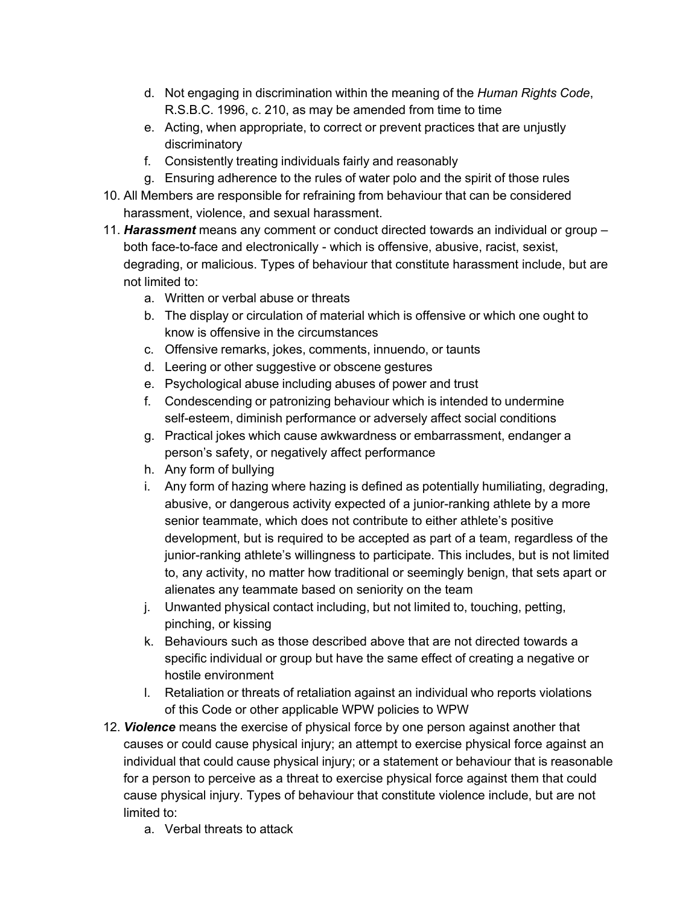d. Not engaging in discrimination within the meaning of the *Human Rights Code*, R.S.B.C. 1996, c. 210, as may be amended from time to time
   e. Acting, when appropriate, to correct or prevent practices that are unjustly discriminatory
   f. Consistently treating individuals fairly and reasonably
   g. Ensuring adherence to the rules of water polo and the spirit of those rules

10. All Members are responsible for refraining from behaviour that can be considered harassment, violence, and sexual harassment.
11. ***Harassment*** means any comment or conduct directed towards an individual or group – both face-to-face and electronically - which is offensive, abusive, racist, sexist, degrading, or malicious. Types of behaviour that constitute harassment include, but are not limited to:
    a. Written or verbal abuse or threats
    b. The display or circulation of material which is offensive or which one ought to know is offensive in the circumstances
    c. Offensive remarks, jokes, comments, innuendo, or taunts
    d. Leering or other suggestive or obscene gestures
    e. Psychological abuse including abuses of power and trust
    f. Condescending or patronizing behaviour which is intended to undermine self-esteem, diminish performance or adversely affect social conditions
    g. Practical jokes which cause awkwardness or embarrassment, endanger a person's safety, or negatively affect performance
    h. Any form of bullying
    i. Any form of hazing where hazing is defined as potentially humiliating, degrading, abusive, or dangerous activity expected of a junior-ranking athlete by a more senior teammate, which does not contribute to either athlete's positive development, but is required to be accepted as part of a team, regardless of the junior-ranking athlete's willingness to participate. This includes, but is not limited to, any activity, no matter how traditional or seemingly benign, that sets apart or alienates any teammate based on seniority on the team
    j. Unwanted physical contact including, but not limited to, touching, petting, pinching, or kissing
    k. Behaviours such as those described above that are not directed towards a specific individual or group but have the same effect of creating a negative or hostile environment
    l. Retaliation or threats of retaliation against an individual who reports violations of this Code or other applicable WPW policies to WPW
12. ***Violence*** means the exercise of physical force by one person against another that causes or could cause physical injury; an attempt to exercise physical force against an individual that could cause physical injury; or a statement or behaviour that is reasonable for a person to perceive as a threat to exercise physical force against them that could cause physical injury. Types of behaviour that constitute violence include, but are not limited to:
    a. Verbal threats to attack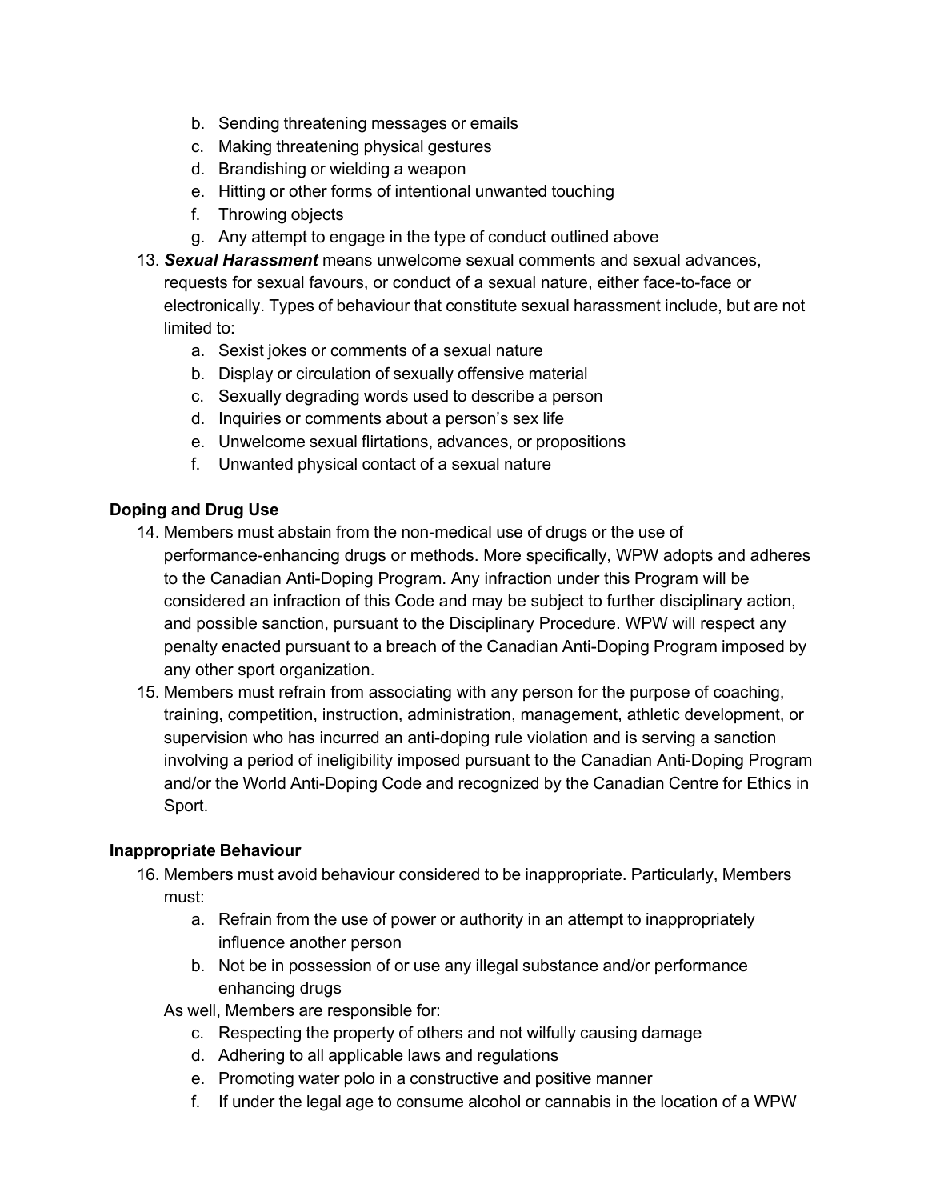b. Sending threatening messages or emails
   c. Making threatening physical gestures
   d. Brandishing or wielding a weapon
   e. Hitting or other forms of intentional unwanted touching
   f. Throwing objects
   g. Any attempt to engage in the type of conduct outlined above

13. ***Sexual Harassment*** means unwelcome sexual comments and sexual advances, requests for sexual favours, or conduct of a sexual nature, either face-to-face or electronically. Types of behaviour that constitute sexual harassment include, but are not limited to:
    a. Sexist jokes or comments of a sexual nature
    b. Display or circulation of sexually offensive material
    c. Sexually degrading words used to describe a person
    d. Inquiries or comments about a person's sex life
    e. Unwelcome sexual flirtations, advances, or propositions
    f. Unwanted physical contact of a sexual nature

**Doping and Drug Use**

14. Members must abstain from the non-medical use of drugs or the use of performance-enhancing drugs or methods. More specifically, WPW adopts and adheres to the Canadian Anti-Doping Program. Any infraction under this Program will be considered an infraction of this Code and may be subject to further disciplinary action, and possible sanction, pursuant to the Disciplinary Procedure. WPW will respect any penalty enacted pursuant to a breach of the Canadian Anti-Doping Program imposed by any other sport organization.
15. Members must refrain from associating with any person for the purpose of coaching, training, competition, instruction, administration, management, athletic development, or supervision who has incurred an anti-doping rule violation and is serving a sanction involving a period of ineligibility imposed pursuant to the Canadian Anti-Doping Program and/or the World Anti-Doping Code and recognized by the Canadian Centre for Ethics in Sport.

**Inappropriate Behaviour**

16. Members must avoid behaviour considered to be inappropriate. Particularly, Members must:
    a. Refrain from the use of power or authority in an attempt to inappropriately influence another person
    b. Not be in possession of or use any illegal substance and/or performance enhancing drugs

    As well, Members are responsible for:

    c. Respecting the property of others and not wilfully causing damage
    d. Adhering to all applicable laws and regulations
    e. Promoting water polo in a constructive and positive manner
    f. If under the legal age to consume alcohol or cannabis in the location of a WPW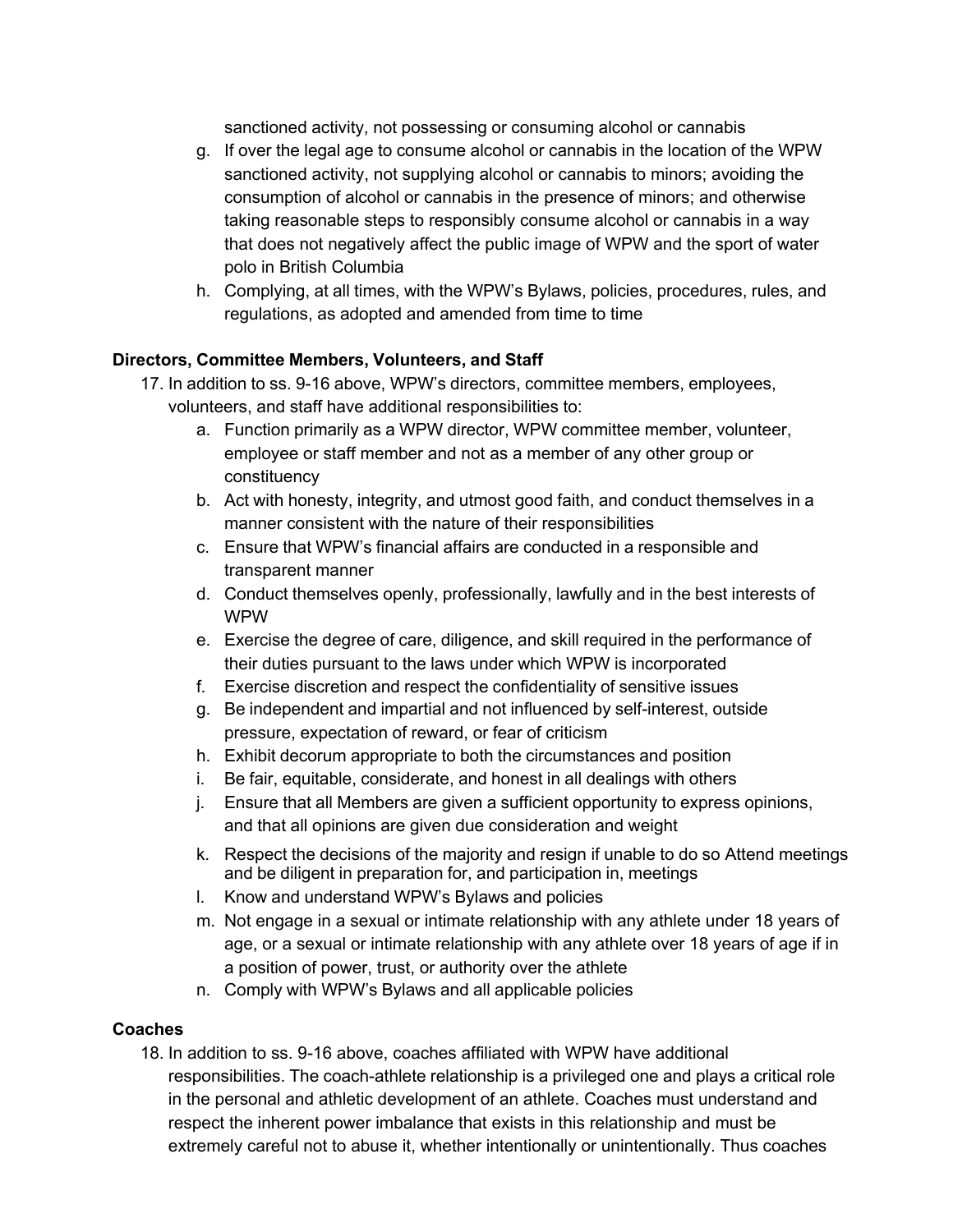sanctioned activity, not possessing or consuming alcohol or cannabis

g. If over the legal age to consume alcohol or cannabis in the location of the WPW sanctioned activity, not supplying alcohol or cannabis to minors; avoiding the consumption of alcohol or cannabis in the presence of minors; and otherwise taking reasonable steps to responsibly consume alcohol or cannabis in a way that does not negatively affect the public image of WPW and the sport of water polo in British Columbia
h. Complying, at all times, with the WPW's Bylaws, policies, procedures, rules, and regulations, as adopted and amended from time to time

**Directors, Committee Members, Volunteers, and Staff**

17. In addition to ss. 9-16 above, WPW's directors, committee members, employees, volunteers, and staff have additional responsibilities to:
    a. Function primarily as a WPW director, WPW committee member, volunteer, employee or staff member and not as a member of any other group or constituency
    b. Act with honesty, integrity, and utmost good faith, and conduct themselves in a manner consistent with the nature of their responsibilities
    c. Ensure that WPW's financial affairs are conducted in a responsible and transparent manner
    d. Conduct themselves openly, professionally, lawfully and in the best interests of WPW
    e. Exercise the degree of care, diligence, and skill required in the performance of their duties pursuant to the laws under which WPW is incorporated
    f. Exercise discretion and respect the confidentiality of sensitive issues
    g. Be independent and impartial and not influenced by self-interest, outside pressure, expectation of reward, or fear of criticism
    h. Exhibit decorum appropriate to both the circumstances and position
    i. Be fair, equitable, considerate, and honest in all dealings with others
    j. Ensure that all Members are given a sufficient opportunity to express opinions, and that all opinions are given due consideration and weight
    k. Respect the decisions of the majority and resign if unable to do so Attend meetings and be diligent in preparation for, and participation in, meetings
    l. Know and understand WPW's Bylaws and policies
    m. Not engage in a sexual or intimate relationship with any athlete under 18 years of age, or a sexual or intimate relationship with any athlete over 18 years of age if in a position of power, trust, or authority over the athlete
    n. Comply with WPW's Bylaws and all applicable policies

**Coaches**

18. In addition to ss. 9-16 above, coaches affiliated with WPW have additional responsibilities. The coach-athlete relationship is a privileged one and plays a critical role in the personal and athletic development of an athlete. Coaches must understand and respect the inherent power imbalance that exists in this relationship and must be extremely careful not to abuse it, whether intentionally or unintentionally. Thus coaches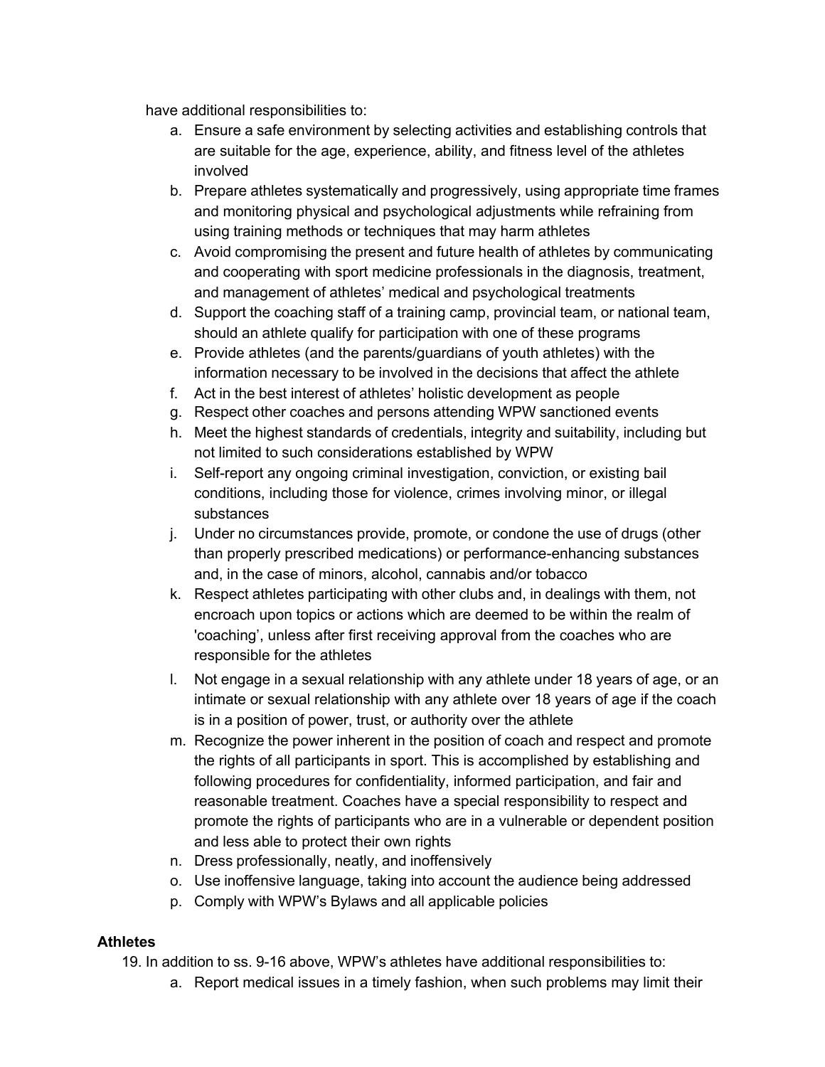have additional responsibilities to:

a. Ensure a safe environment by selecting activities and establishing controls that are suitable for the age, experience, ability, and fitness level of the athletes involved
b. Prepare athletes systematically and progressively, using appropriate time frames and monitoring physical and psychological adjustments while refraining from using training methods or techniques that may harm athletes
c. Avoid compromising the present and future health of athletes by communicating and cooperating with sport medicine professionals in the diagnosis, treatment, and management of athletes' medical and psychological treatments
d. Support the coaching staff of a training camp, provincial team, or national team, should an athlete qualify for participation with one of these programs
e. Provide athletes (and the parents/guardians of youth athletes) with the information necessary to be involved in the decisions that affect the athlete
f. Act in the best interest of athletes' holistic development as people
g. Respect other coaches and persons attending WPW sanctioned events
h. Meet the highest standards of credentials, integrity and suitability, including but not limited to such considerations established by WPW
i. Self-report any ongoing criminal investigation, conviction, or existing bail conditions, including those for violence, crimes involving minor, or illegal substances
j. Under no circumstances provide, promote, or condone the use of drugs (other than properly prescribed medications) or performance-enhancing substances and, in the case of minors, alcohol, cannabis and/or tobacco
k. Respect athletes participating with other clubs and, in dealings with them, not encroach upon topics or actions which are deemed to be within the realm of 'coaching', unless after first receiving approval from the coaches who are responsible for the athletes
l. Not engage in a sexual relationship with any athlete under 18 years of age, or an intimate or sexual relationship with any athlete over 18 years of age if the coach is in a position of power, trust, or authority over the athlete
m. Recognize the power inherent in the position of coach and respect and promote the rights of all participants in sport. This is accomplished by establishing and following procedures for confidentiality, informed participation, and fair and reasonable treatment. Coaches have a special responsibility to respect and promote the rights of participants who are in a vulnerable or dependent position and less able to protect their own rights
n. Dress professionally, neatly, and inoffensively
o. Use inoffensive language, taking into account the audience being addressed
p. Comply with WPW's Bylaws and all applicable policies

**Athletes**

19. In addition to ss. 9-16 above, WPW's athletes have additional responsibilities to:
    a. Report medical issues in a timely fashion, when such problems may limit their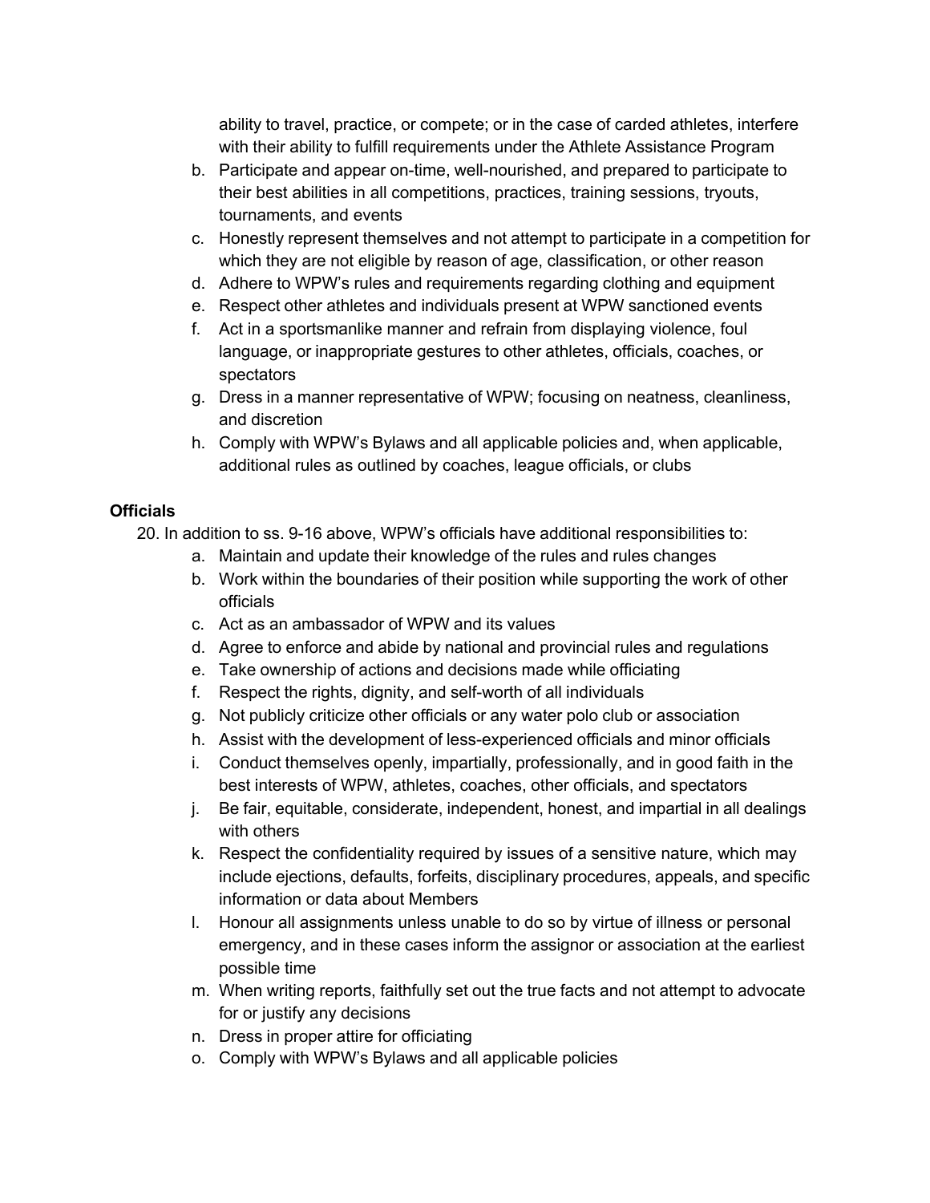ability to travel, practice, or compete; or in the case of carded athletes, interfere with their ability to fulfill requirements under the Athlete Assistance Program

b. Participate and appear on-time, well-nourished, and prepared to participate to their best abilities in all competitions, practices, training sessions, tryouts, tournaments, and events
c. Honestly represent themselves and not attempt to participate in a competition for which they are not eligible by reason of age, classification, or other reason
d. Adhere to WPW's rules and requirements regarding clothing and equipment
e. Respect other athletes and individuals present at WPW sanctioned events
f. Act in a sportsmanlike manner and refrain from displaying violence, foul language, or inappropriate gestures to other athletes, officials, coaches, or spectators
g. Dress in a manner representative of WPW; focusing on neatness, cleanliness, and discretion
h. Comply with WPW's Bylaws and all applicable policies and, when applicable, additional rules as outlined by coaches, league officials, or clubs

**Officials**

20. In addition to ss. 9-16 above, WPW's officials have additional responsibilities to:
    a. Maintain and update their knowledge of the rules and rules changes
    b. Work within the boundaries of their position while supporting the work of other officials
    c. Act as an ambassador of WPW and its values
    d. Agree to enforce and abide by national and provincial rules and regulations
    e. Take ownership of actions and decisions made while officiating
    f. Respect the rights, dignity, and self-worth of all individuals
    g. Not publicly criticize other officials or any water polo club or association
    h. Assist with the development of less-experienced officials and minor officials
    i. Conduct themselves openly, impartially, professionally, and in good faith in the best interests of WPW, athletes, coaches, other officials, and spectators
    j. Be fair, equitable, considerate, independent, honest, and impartial in all dealings with others
    k. Respect the confidentiality required by issues of a sensitive nature, which may include ejections, defaults, forfeits, disciplinary procedures, appeals, and specific information or data about Members
    l. Honour all assignments unless unable to do so by virtue of illness or personal emergency, and in these cases inform the assignor or association at the earliest possible time
    m. When writing reports, faithfully set out the true facts and not attempt to advocate for or justify any decisions
    n. Dress in proper attire for officiating
    o. Comply with WPW's Bylaws and all applicable policies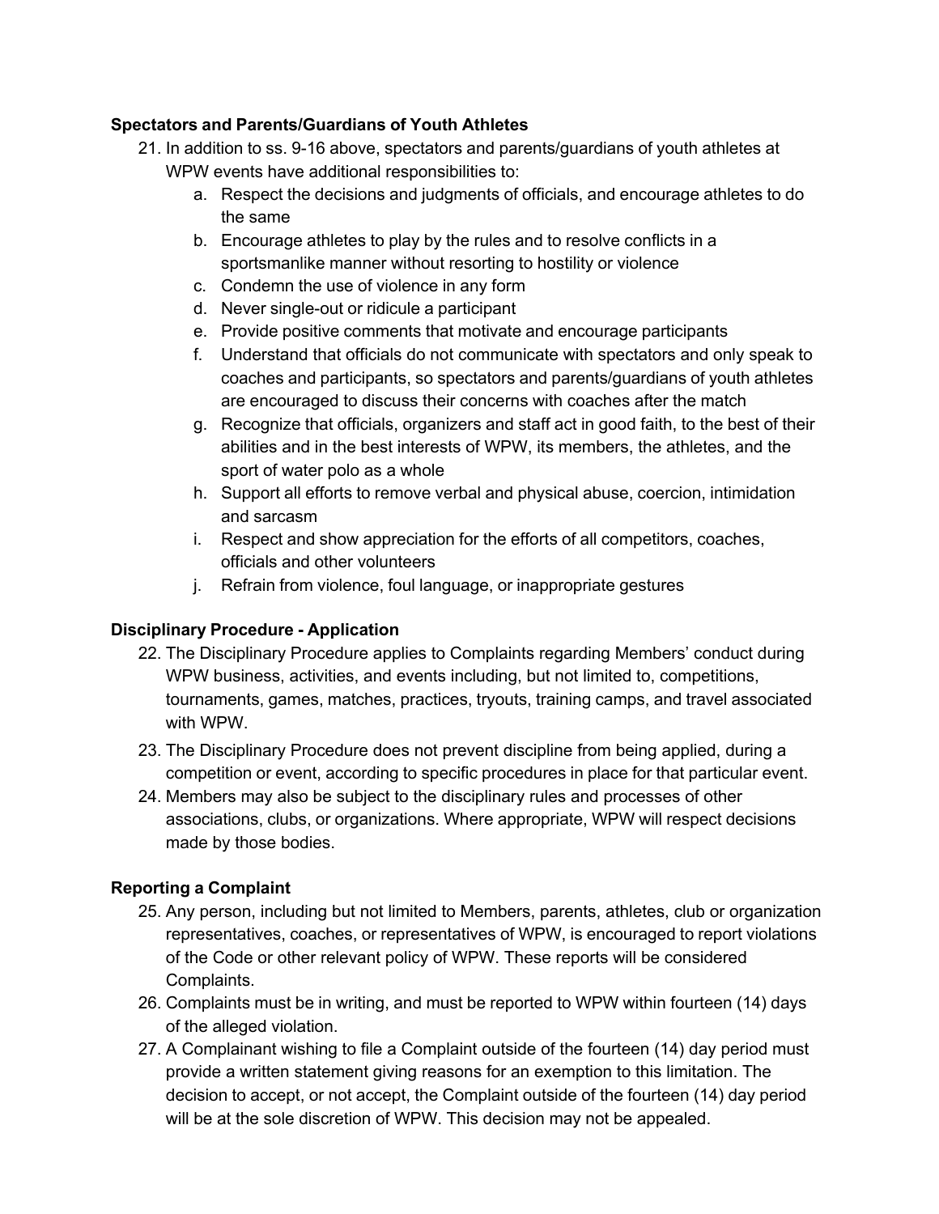**Spectators and Parents/Guardians of Youth Athletes**

21. In addition to ss. 9-16 above, spectators and parents/guardians of youth athletes at WPW events have additional responsibilities to:
    a. Respect the decisions and judgments of officials, and encourage athletes to do the same
    b. Encourage athletes to play by the rules and to resolve conflicts in a sportsmanlike manner without resorting to hostility or violence
    c. Condemn the use of violence in any form
    d. Never single-out or ridicule a participant
    e. Provide positive comments that motivate and encourage participants
    f. Understand that officials do not communicate with spectators and only speak to coaches and participants, so spectators and parents/guardians of youth athletes are encouraged to discuss their concerns with coaches after the match
    g. Recognize that officials, organizers and staff act in good faith, to the best of their abilities and in the best interests of WPW, its members, the athletes, and the sport of water polo as a whole
    h. Support all efforts to remove verbal and physical abuse, coercion, intimidation and sarcasm
    i. Respect and show appreciation for the efforts of all competitors, coaches, officials and other volunteers
    j. Refrain from violence, foul language, or inappropriate gestures

**Disciplinary Procedure - Application**

22. The Disciplinary Procedure applies to Complaints regarding Members' conduct during WPW business, activities, and events including, but not limited to, competitions, tournaments, games, matches, practices, tryouts, training camps, and travel associated with WPW.
23. The Disciplinary Procedure does not prevent discipline from being applied, during a competition or event, according to specific procedures in place for that particular event.
24. Members may also be subject to the disciplinary rules and processes of other associations, clubs, or organizations. Where appropriate, WPW will respect decisions made by those bodies.

**Reporting a Complaint**

25. Any person, including but not limited to Members, parents, athletes, club or organization representatives, coaches, or representatives of WPW, is encouraged to report violations of the Code or other relevant policy of WPW. These reports will be considered Complaints.
26. Complaints must be in writing, and must be reported to WPW within fourteen (14) days of the alleged violation.
27. A Complainant wishing to file a Complaint outside of the fourteen (14) day period must provide a written statement giving reasons for an exemption to this limitation. The decision to accept, or not accept, the Complaint outside of the fourteen (14) day period will be at the sole discretion of WPW. This decision may not be appealed.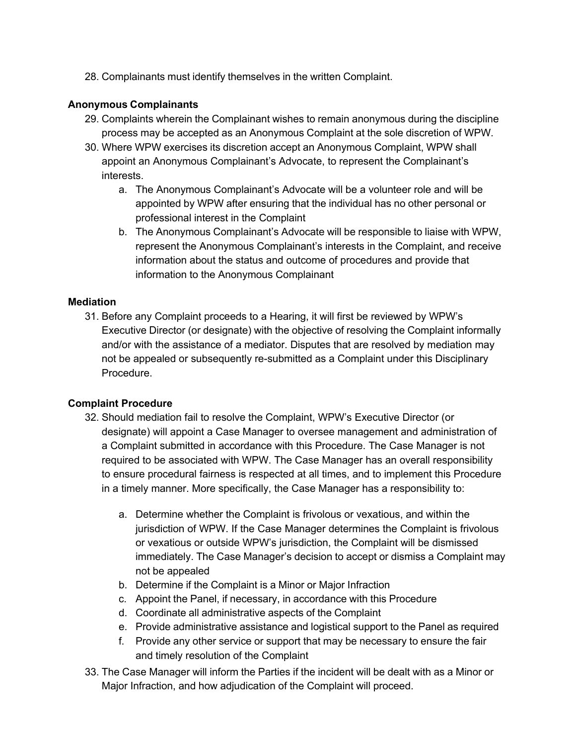28. Complainants must identify themselves in the written Complaint.

**Anonymous Complainants**

29. Complaints wherein the Complainant wishes to remain anonymous during the discipline process may be accepted as an Anonymous Complaint at the sole discretion of WPW.
30. Where WPW exercises its discretion accept an Anonymous Complaint, WPW shall appoint an Anonymous Complainant's Advocate, to represent the Complainant's interests.
    a. The Anonymous Complainant's Advocate will be a volunteer role and will be appointed by WPW after ensuring that the individual has no other personal or professional interest in the Complaint
    b. The Anonymous Complainant's Advocate will be responsible to liaise with WPW, represent the Anonymous Complainant's interests in the Complaint, and receive information about the status and outcome of procedures and provide that information to the Anonymous Complainant

**Mediation**

31. Before any Complaint proceeds to a Hearing, it will first be reviewed by WPW's Executive Director (or designate) with the objective of resolving the Complaint informally and/or with the assistance of a mediator. Disputes that are resolved by mediation may not be appealed or subsequently re-submitted as a Complaint under this Disciplinary Procedure.

**Complaint Procedure**

32. Should mediation fail to resolve the Complaint, WPW's Executive Director (or designate) will appoint a Case Manager to oversee management and administration of a Complaint submitted in accordance with this Procedure. The Case Manager is not required to be associated with WPW. The Case Manager has an overall responsibility to ensure procedural fairness is respected at all times, and to implement this Procedure in a timely manner. More specifically, the Case Manager has a responsibility to:
    a. Determine whether the Complaint is frivolous or vexatious, and within the jurisdiction of WPW. If the Case Manager determines the Complaint is frivolous or vexatious or outside WPW's jurisdiction, the Complaint will be dismissed immediately. The Case Manager's decision to accept or dismiss a Complaint may not be appealed
    b. Determine if the Complaint is a Minor or Major Infraction
    c. Appoint the Panel, if necessary, in accordance with this Procedure
    d. Coordinate all administrative aspects of the Complaint
    e. Provide administrative assistance and logistical support to the Panel as required
    f. Provide any other service or support that may be necessary to ensure the fair and timely resolution of the Complaint
33. The Case Manager will inform the Parties if the incident will be dealt with as a Minor or Major Infraction, and how adjudication of the Complaint will proceed.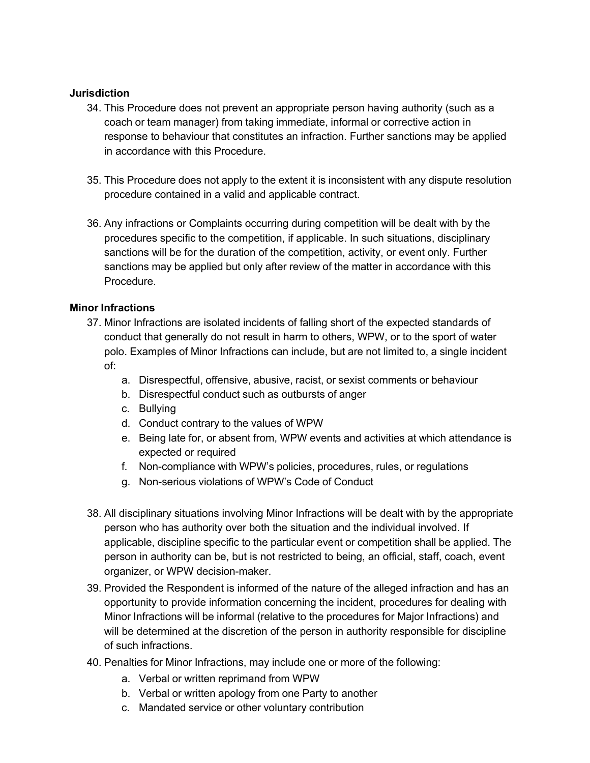**Jurisdiction**

34. This Procedure does not prevent an appropriate person having authority (such as a coach or team manager) from taking immediate, informal or corrective action in response to behaviour that constitutes an infraction. Further sanctions may be applied in accordance with this Procedure.

35. This Procedure does not apply to the extent it is inconsistent with any dispute resolution procedure contained in a valid and applicable contract.

36. Any infractions or Complaints occurring during competition will be dealt with by the procedures specific to the competition, if applicable. In such situations, disciplinary sanctions will be for the duration of the competition, activity, or event only. Further sanctions may be applied but only after review of the matter in accordance with this Procedure.

**Minor Infractions**

37. Minor Infractions are isolated incidents of falling short of the expected standards of conduct that generally do not result in harm to others, WPW, or to the sport of water polo. Examples of Minor Infractions can include, but are not limited to, a single incident of:
    a. Disrespectful, offensive, abusive, racist, or sexist comments or behaviour
    b. Disrespectful conduct such as outbursts of anger
    c. Bullying
    d. Conduct contrary to the values of WPW
    e. Being late for, or absent from, WPW events and activities at which attendance is expected or required
    f. Non-compliance with WPW's policies, procedures, rules, or regulations
    g. Non-serious violations of WPW's Code of Conduct

38. All disciplinary situations involving Minor Infractions will be dealt with by the appropriate person who has authority over both the situation and the individual involved. If applicable, discipline specific to the particular event or competition shall be applied. The person in authority can be, but is not restricted to being, an official, staff, coach, event organizer, or WPW decision-maker.
39. Provided the Respondent is informed of the nature of the alleged infraction and has an opportunity to provide information concerning the incident, procedures for dealing with Minor Infractions will be informal (relative to the procedures for Major Infractions) and will be determined at the discretion of the person in authority responsible for discipline of such infractions.
40. Penalties for Minor Infractions, may include one or more of the following:
    a. Verbal or written reprimand from WPW
    b. Verbal or written apology from one Party to another
    c. Mandated service or other voluntary contribution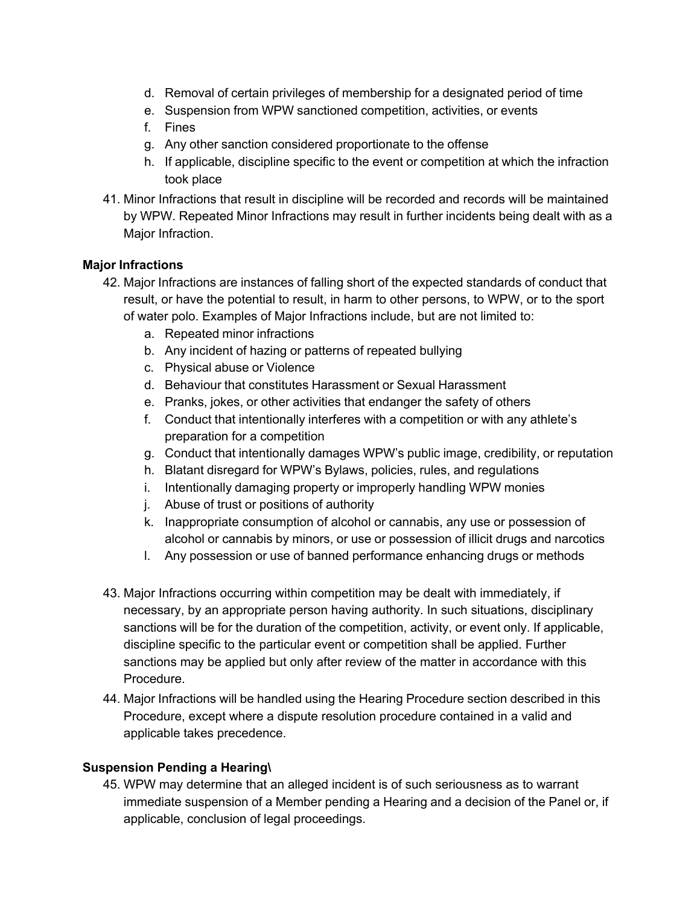d. Removal of certain privileges of membership for a designated period of time
   e. Suspension from WPW sanctioned competition, activities, or events
   f. Fines
   g. Any other sanction considered proportionate to the offense
   h. If applicable, discipline specific to the event or competition at which the infraction took place

41. Minor Infractions that result in discipline will be recorded and records will be maintained by WPW. Repeated Minor Infractions may result in further incidents being dealt with as a Major Infraction.

**Major Infractions**

42. Major Infractions are instances of falling short of the expected standards of conduct that result, or have the potential to result, in harm to other persons, to WPW, or to the sport of water polo. Examples of Major Infractions include, but are not limited to:
    a. Repeated minor infractions
    b. Any incident of hazing or patterns of repeated bullying
    c. Physical abuse or Violence
    d. Behaviour that constitutes Harassment or Sexual Harassment
    e. Pranks, jokes, or other activities that endanger the safety of others
    f. Conduct that intentionally interferes with a competition or with any athlete's preparation for a competition
    g. Conduct that intentionally damages WPW's public image, credibility, or reputation
    h. Blatant disregard for WPW's Bylaws, policies, rules, and regulations
    i. Intentionally damaging property or improperly handling WPW monies
    j. Abuse of trust or positions of authority
    k. Inappropriate consumption of alcohol or cannabis, any use or possession of alcohol or cannabis by minors, or use or possession of illicit drugs and narcotics
    l. Any possession or use of banned performance enhancing drugs or methods

43. Major Infractions occurring within competition may be dealt with immediately, if necessary, by an appropriate person having authority. In such situations, disciplinary sanctions will be for the duration of the competition, activity, or event only. If applicable, discipline specific to the particular event or competition shall be applied. Further sanctions may be applied but only after review of the matter in accordance with this Procedure.
44. Major Infractions will be handled using the Hearing Procedure section described in this Procedure, except where a dispute resolution procedure contained in a valid and applicable takes precedence.

**Suspension Pending a Hearing\**

45. WPW may determine that an alleged incident is of such seriousness as to warrant immediate suspension of a Member pending a Hearing and a decision of the Panel or, if applicable, conclusion of legal proceedings.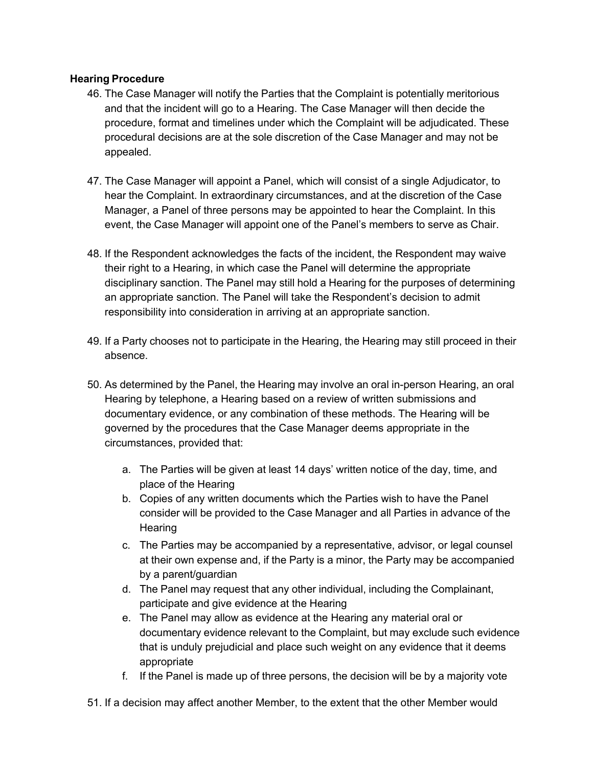**Hearing Procedure**

46. The Case Manager will notify the Parties that the Complaint is potentially meritorious and that the incident will go to a Hearing. The Case Manager will then decide the procedure, format and timelines under which the Complaint will be adjudicated. These procedural decisions are at the sole discretion of the Case Manager and may not be appealed.

47. The Case Manager will appoint a Panel, which will consist of a single Adjudicator, to hear the Complaint. In extraordinary circumstances, and at the discretion of the Case Manager, a Panel of three persons may be appointed to hear the Complaint. In this event, the Case Manager will appoint one of the Panel's members to serve as Chair.

48. If the Respondent acknowledges the facts of the incident, the Respondent may waive their right to a Hearing, in which case the Panel will determine the appropriate disciplinary sanction. The Panel may still hold a Hearing for the purposes of determining an appropriate sanction. The Panel will take the Respondent's decision to admit responsibility into consideration in arriving at an appropriate sanction.

49. If a Party chooses not to participate in the Hearing, the Hearing may still proceed in their absence.

50. As determined by the Panel, the Hearing may involve an oral in-person Hearing, an oral Hearing by telephone, a Hearing based on a review of written submissions and documentary evidence, or any combination of these methods. The Hearing will be governed by the procedures that the Case Manager deems appropriate in the circumstances, provided that:

    a. The Parties will be given at least 14 days' written notice of the day, time, and place of the Hearing
    b. Copies of any written documents which the Parties wish to have the Panel consider will be provided to the Case Manager and all Parties in advance of the Hearing
    c. The Parties may be accompanied by a representative, advisor, or legal counsel at their own expense and, if the Party is a minor, the Party may be accompanied by a parent/guardian
    d. The Panel may request that any other individual, including the Complainant, participate and give evidence at the Hearing
    e. The Panel may allow as evidence at the Hearing any material oral or documentary evidence relevant to the Complaint, but may exclude such evidence that is unduly prejudicial and place such weight on any evidence that it deems appropriate
    f. If the Panel is made up of three persons, the decision will be by a majority vote

51. If a decision may affect another Member, to the extent that the other Member would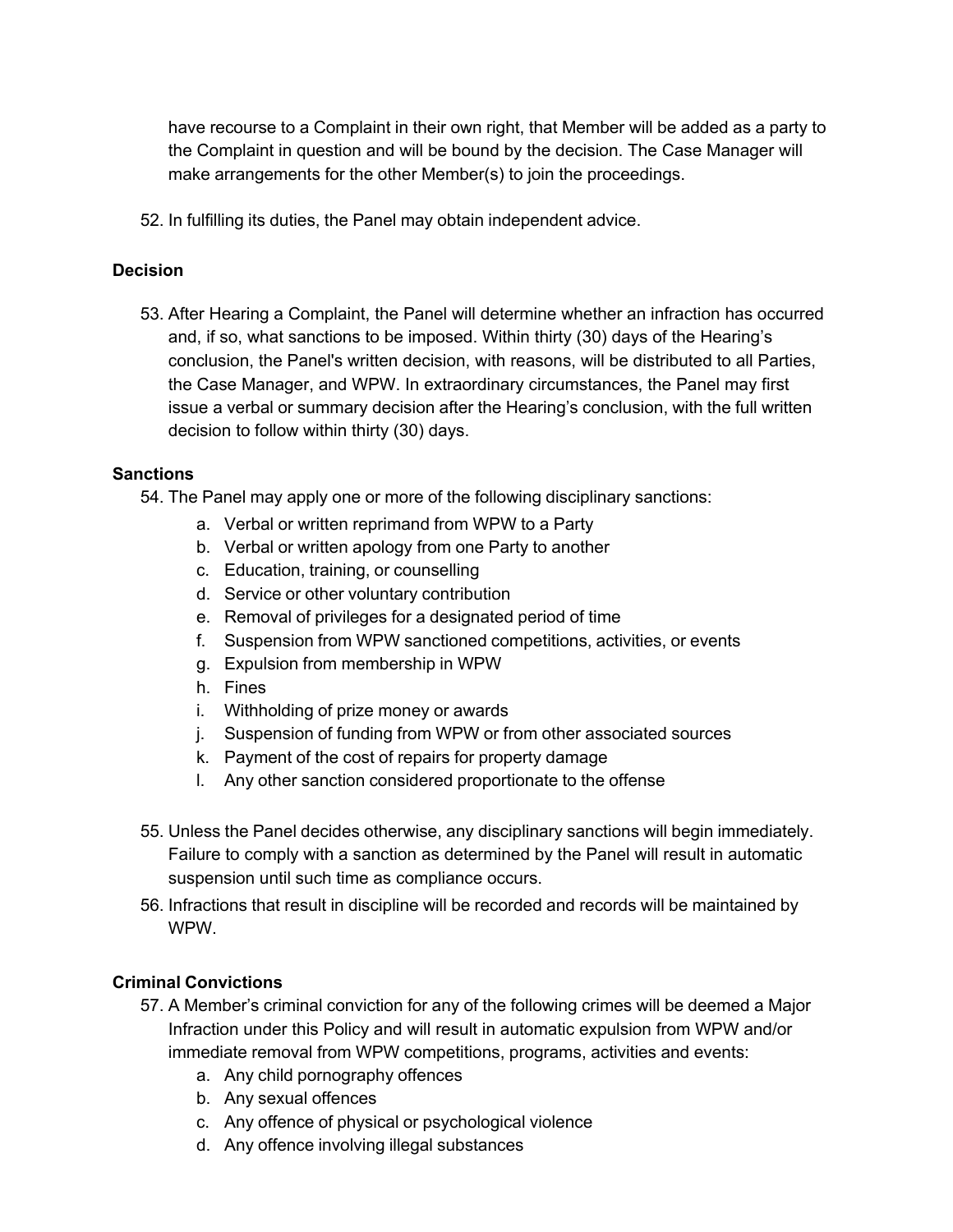have recourse to a Complaint in their own right, that Member will be added as a party to the Complaint in question and will be bound by the decision. The Case Manager will make arrangements for the other Member(s) to join the proceedings.

52. In fulfilling its duties, the Panel may obtain independent advice.

**Decision**

53. After Hearing a Complaint, the Panel will determine whether an infraction has occurred and, if so, what sanctions to be imposed. Within thirty (30) days of the Hearing's conclusion, the Panel's written decision, with reasons, will be distributed to all Parties, the Case Manager, and WPW. In extraordinary circumstances, the Panel may first issue a verbal or summary decision after the Hearing's conclusion, with the full written decision to follow within thirty (30) days.

**Sanctions**

54. The Panel may apply one or more of the following disciplinary sanctions:
    a. Verbal or written reprimand from WPW to a Party
    b. Verbal or written apology from one Party to another
    c. Education, training, or counselling
    d. Service or other voluntary contribution
    e. Removal of privileges for a designated period of time
    f. Suspension from WPW sanctioned competitions, activities, or events
    g. Expulsion from membership in WPW
    h. Fines
    i. Withholding of prize money or awards
    j. Suspension of funding from WPW or from other associated sources
    k. Payment of the cost of repairs for property damage
    l. Any other sanction considered proportionate to the offense

55. Unless the Panel decides otherwise, any disciplinary sanctions will begin immediately. Failure to comply with a sanction as determined by the Panel will result in automatic suspension until such time as compliance occurs.

56. Infractions that result in discipline will be recorded and records will be maintained by WPW.

**Criminal Convictions**

57. A Member's criminal conviction for any of the following crimes will be deemed a Major Infraction under this Policy and will result in automatic expulsion from WPW and/or immediate removal from WPW competitions, programs, activities and events:
    a. Any child pornography offences
    b. Any sexual offences
    c. Any offence of physical or psychological violence
    d. Any offence involving illegal substances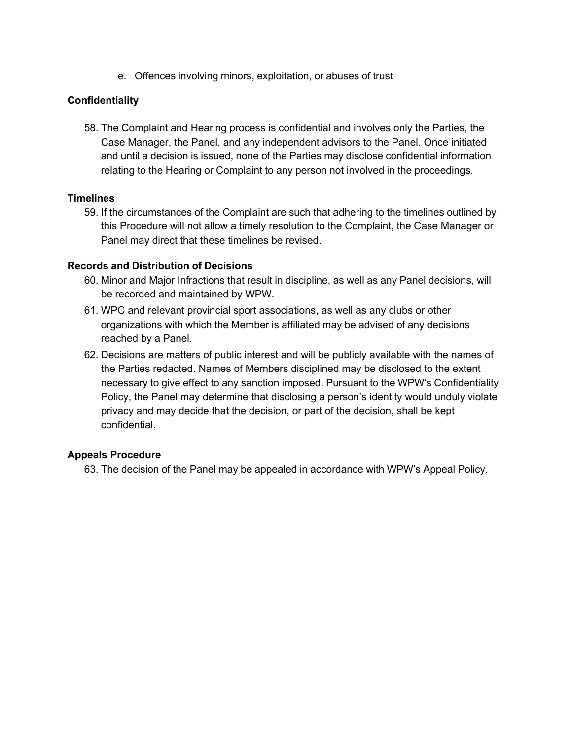e. Offences involving minors, exploitation, or abuses of trust

**Confidentiality**

58. The Complaint and Hearing process is confidential and involves only the Parties, the Case Manager, the Panel, and any independent advisors to the Panel. Once initiated and until a decision is issued, none of the Parties may disclose confidential information relating to the Hearing or Complaint to any person not involved in the proceedings.

**Timelines**

59. If the circumstances of the Complaint are such that adhering to the timelines outlined by this Procedure will not allow a timely resolution to the Complaint, the Case Manager or Panel may direct that these timelines be revised.

**Records and Distribution of Decisions**

60. Minor and Major Infractions that result in discipline, as well as any Panel decisions, will be recorded and maintained by WPW.
61. WPC and relevant provincial sport associations, as well as any clubs or other organizations with which the Member is affiliated may be advised of any decisions reached by a Panel.
62. Decisions are matters of public interest and will be publicly available with the names of the Parties redacted. Names of Members disciplined may be disclosed to the extent necessary to give effect to any sanction imposed. Pursuant to the WPW's Confidentiality Policy, the Panel may determine that disclosing a person's identity would unduly violate privacy and may decide that the decision, or part of the decision, shall be kept confidential.

**Appeals Procedure**

63. The decision of the Panel may be appealed in accordance with WPW's Appeal Policy.